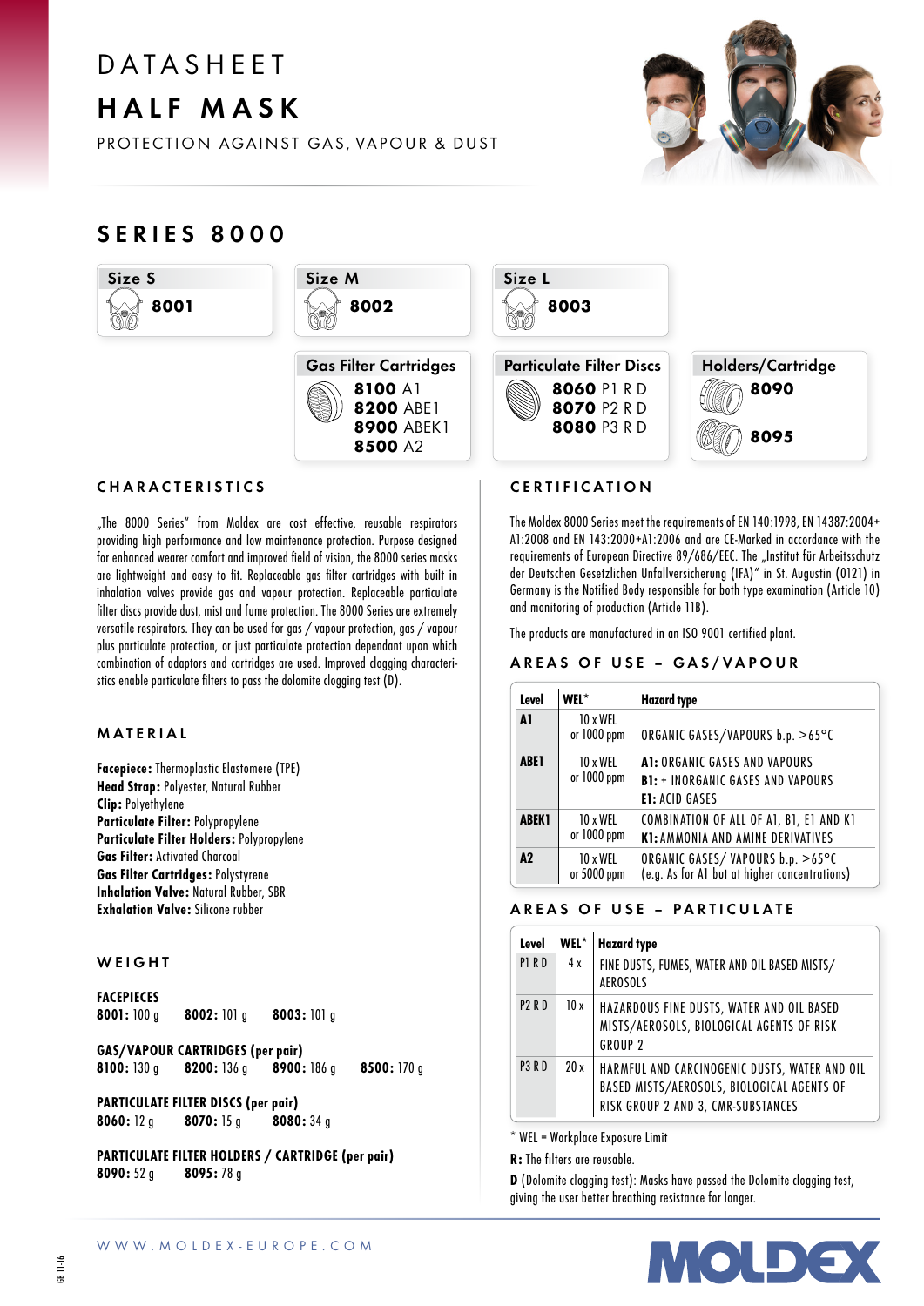# DATASHEET

# HALF MASK

PROTECTION AGAINST GAS, VAPOUR & DUST

## SERIES 8000

| Size S | Size M | Size L |
|---|---|---|
| **8001** | **8002** | **8003** |

| Gas Filter Cartridges | Particulate Filter Discs | Holders/Cartridge |
|---|---|---|
| **8100** A1 | **8060** P1 R D | **8090** |
| **8200** ABE1 | **8070** P2 R D | **8095** |
| **8900** ABEK1 | **8080** P3 R D | |
| **8500** A2 | | |

### CHARACTERISTICS

„The 8000 Series" from Moldex are cost effective, reusable respirators providing high performance and low maintenance protection. Purpose designed for enhanced wearer comfort and improved field of vision, the 8000 series masks are lightweight and easy to fit. Replaceable gas filter cartridges with built in inhalation valves provide gas and vapour protection. Replaceable particulate filter discs provide dust, mist and fume protection. The 8000 Series are extremely versatile respirators. They can be used for gas / vapour protection, gas / vapour plus particulate protection, or just particulate protection dependant upon which combination of adaptors and cartridges are used. Improved clogging characteristics enable particulate filters to pass the dolomite clogging test (D).

### MATERIAL

**Facepiece:** Thermoplastic Elastomere (TPE)
**Head Strap:** Polyester, Natural Rubber
**Clip:** Polyethylene
**Particulate Filter:** Polypropylene
**Particulate Filter Holders:** Polypropylene
**Gas Filter:** Activated Charcoal
**Gas Filter Cartridges:** Polystyrene
**Inhalation Valve:** Natural Rubber, SBR
**Exhalation Valve:** Silicone rubber

### WEIGHT

**FACEPIECES**
**8001:** 100 g **8002:** 101 g **8003:** 101 g

**GAS/VAPOUR CARTRIDGES (per pair)**
**8100:** 130 g **8200:** 136 g **8900:** 186 g **8500:** 170 g

**PARTICULATE FILTER DISCS (per pair)**
**8060:** 12 g **8070:** 15 g **8080:** 34 g

**PARTICULATE FILTER HOLDERS / CARTRIDGE (per pair)**
**8090:** 52 g **8095:** 78 g

### CERTIFICATION

The Moldex 8000 Series meet the requirements of EN 140:1998, EN 14387:2004+A1:2008 and EN 143:2000+A1:2006 and are CE-Marked in accordance with the requirements of European Directive 89/686/EEC. The „Institut für Arbeitsschutz der Deutschen Gesetzlichen Unfallversicherung (IFA)" in St. Augustin (0121) in Germany is the Notified Body responsible for both type examination (Article 10) and monitoring of production (Article 11B).

The products are manufactured in an ISO 9001 certified plant.

### AREAS OF USE – GAS/VAPOUR

| Level | WEL* | Hazard type |
|---|---|---|
| **A1** | 10 x WEL or 1000 ppm | ORGANIC GASES/VAPOURS b.p. >65°C |
| **ABE1** | 10 x WEL or 1000 ppm | **A1:** ORGANIC GASES AND VAPOURS<br>**B1:** + INORGANIC GASES AND VAPOURS<br>**E1:** ACID GASES |
| **ABEK1** | 10 x WEL or 1000 ppm | COMBINATION OF ALL OF A1, B1, E1 AND K1<br>**K1:** AMMONIA AND AMINE DERIVATIVES |
| **A2** | 10 x WEL or 5000 ppm | ORGANIC GASES/ VAPOURS b.p. >65°C (e.g. As for A1 but at higher concentrations) |

### AREAS OF USE – PARTICULATE

| Level | WEL* | Hazard type |
|---|---|---|
| P1 R D | 4 x | FINE DUSTS, FUMES, WATER AND OIL BASED MISTS/ AEROSOLS |
| P2 R D | 10 x | HAZARDOUS FINE DUSTS, WATER AND OIL BASED MISTS/AEROSOLS, BIOLOGICAL AGENTS OF RISK GROUP 2 |
| P3 R D | 20 x | HARMFUL AND CARCINOGENIC DUSTS, WATER AND OIL BASED MISTS/AEROSOLS, BIOLOGICAL AGENTS OF RISK GROUP 2 AND 3, CMR-SUBSTANCES |

* WEL = Workplace Exposure Limit

**R:** The filters are reusable.

**D** (Dolomite clogging test): Masks have passed the Dolomite clogging test, giving the user better breathing resistance for longer.

WWW.MOLDEX-EUROPE.COM

GB 11-16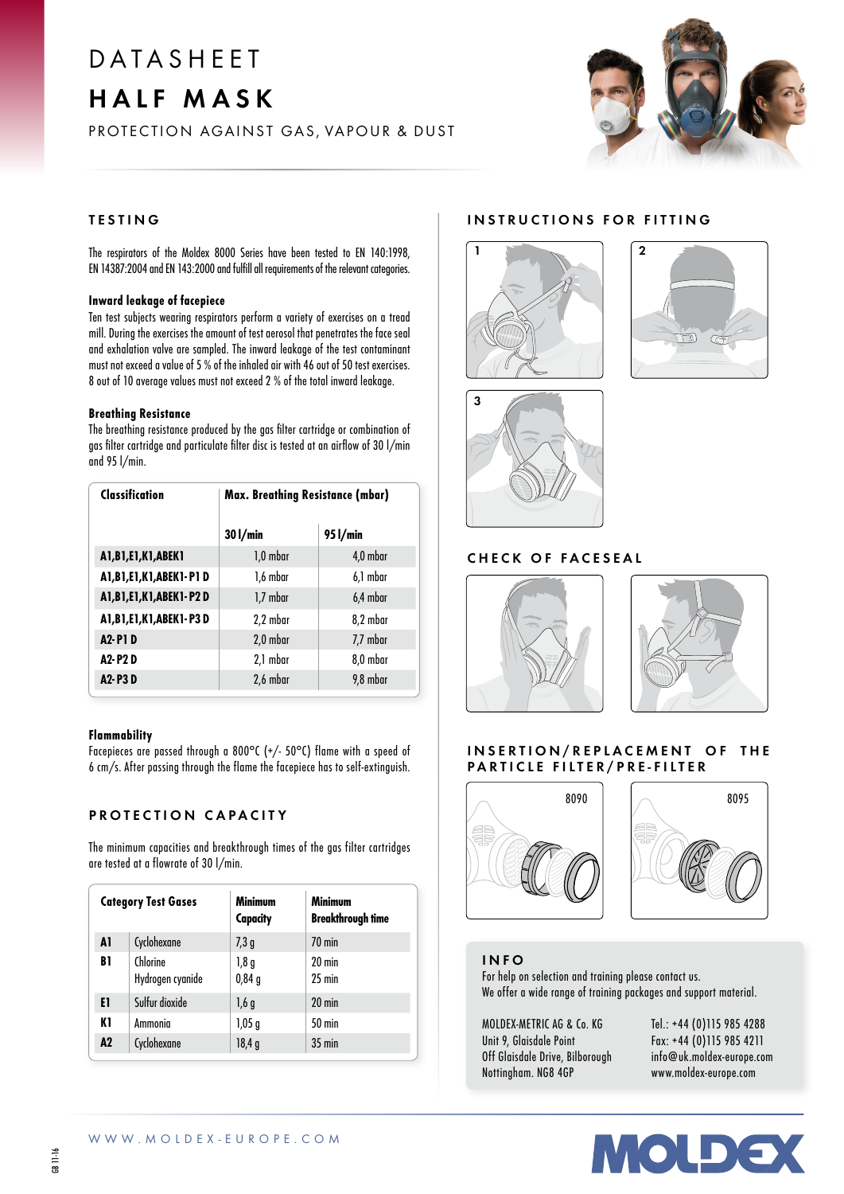# DATASHEET

# HALF MASK

PROTECTION AGAINST GAS, VAPOUR & DUST

## TESTING

The respirators of the Moldex 8000 Series have been tested to EN 140:1998, EN 14387:2004 and EN 143:2000 and fulfill all requirements of the relevant categories.

**Inward leakage of facepiece**

Ten test subjects wearing respirators perform a variety of exercises on a tread mill. During the exercises the amount of test aerosol that penetrates the face seal and exhalation valve are sampled. The inward leakage of the test contaminant must not exceed a value of 5 % of the inhaled air with 46 out of 50 test exercises. 8 out of 10 average values must not exceed 2 % of the total inward leakage.

**Breathing Resistance**

The breathing resistance produced by the gas filter cartridge or combination of gas filter cartridge and particulate filter disc is tested at an airflow of 30 l/min and 95 l/min.

| Classification | Max. Breathing Resistance (mbar) | |
|---|---|---|
| | 30 l/min | 95 l/min |
| A1,B1,E1,K1,ABEK1 | 1,0 mbar | 4,0 mbar |
| A1,B1,E1,K1,ABEK1- P1 D | 1,6 mbar | 6,1 mbar |
| A1,B1,E1,K1,ABEK1- P2 D | 1,7 mbar | 6,4 mbar |
| A1,B1,E1,K1,ABEK1- P3 D | 2,2 mbar | 8,2 mbar |
| A2- P1 D | 2,0 mbar | 7,7 mbar |
| A2- P2 D | 2,1 mbar | 8,0 mbar |
| A2- P3 D | 2,6 mbar | 9,8 mbar |

**Flammability**

Facepieces are passed through a 800°C (+/- 50°C) flame with a speed of 6 cm/s. After passing through the flame the facepiece has to self-extinguish.

## PROTECTION CAPACITY

The minimum capacities and breakthrough times of the gas filter cartridges are tested at a flowrate of 30 l/min.

| Category Test Gases | | Minimum Capacity | Minimum Breakthrough time |
|---|---|---|---|
| A1 | Cyclohexane | 7,3 g | 70 min |
| B1 | Chlorine | 1,8 g | 20 min |
| | Hydrogen cyanide | 0,84 g | 25 min |
| E1 | Sulfur dioxide | 1,6 g | 20 min |
| K1 | Ammonia | 1,05 g | 50 min |
| A2 | Cyclohexane | 18,4 g | 35 min |

## INSTRUCTIONS FOR FITTING

1

2

3

## CHECK OF FACESEAL

## INSERTION/REPLACEMENT OF THE PARTICLE FILTER/PRE-FILTER

8090

8095

## INFO

For help on selection and training please contact us.
We offer a wide range of training packages and support material.

MOLDEX-METRIC AG & Co. KG
Unit 9, Glaisdale Point
Off Glaisdale Drive, Bilborough
Nottingham. NG8 4GP

Tel.: +44 (0)115 985 4288
Fax: +44 (0)115 985 4211
info@uk.moldex-europe.com
www.moldex-europe.com

WWW.MOLDEX-EUROPE.COM

MOLDEX

GB 11-16